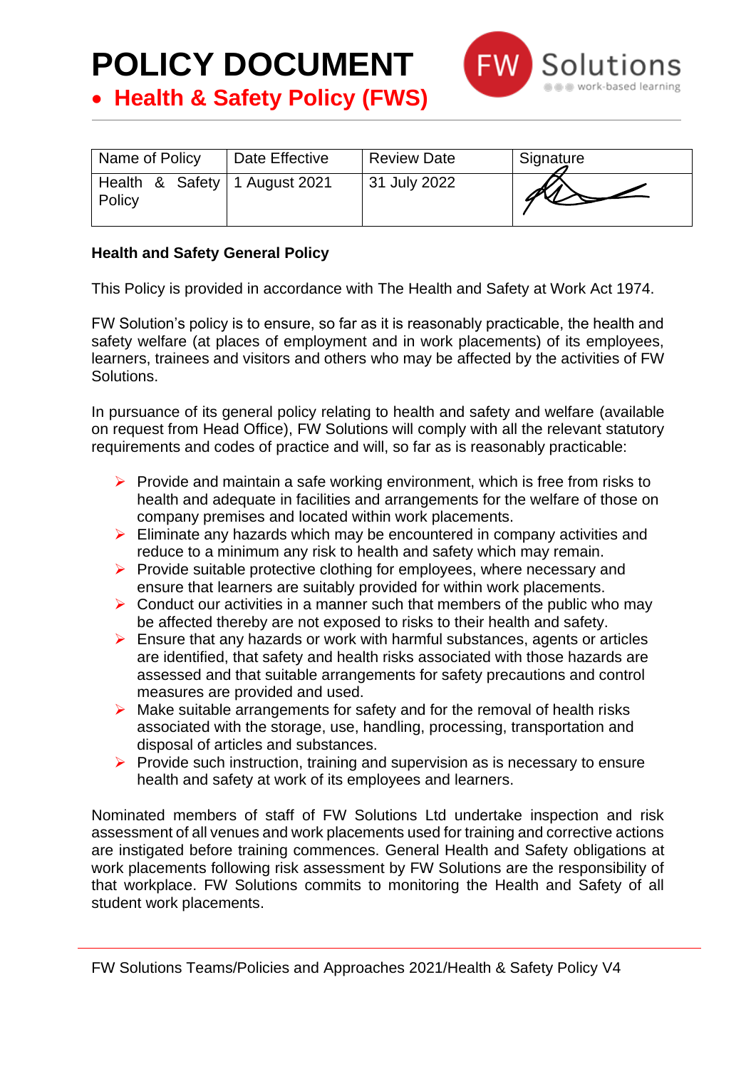# POLICY DOCUMENT

- **Health & Safety Policy (FWS)**

| Name of Policy | Date Effective | Review Date | Signature |
| --- | --- | --- | --- |
| Health & Safety Policy | 1 August 2021 | 31 July 2022 | |

**Health and Safety General Policy**

This Policy is provided in accordance with The Health and Safety at Work Act 1974.

FW Solution's policy is to ensure, so far as it is reasonably practicable, the health and safety welfare (at places of employment and in work placements) of its employees, learners, trainees and visitors and others who may be affected by the activities of FW Solutions.

In pursuance of its general policy relating to health and safety and welfare (available on request from Head Office), FW Solutions will comply with all the relevant statutory requirements and codes of practice and will, so far as is reasonably practicable:

- Provide and maintain a safe working environment, which is free from risks to health and adequate in facilities and arrangements for the welfare of those on company premises and located within work placements.
- Eliminate any hazards which may be encountered in company activities and reduce to a minimum any risk to health and safety which may remain.
- Provide suitable protective clothing for employees, where necessary and ensure that learners are suitably provided for within work placements.
- Conduct our activities in a manner such that members of the public who may be affected thereby are not exposed to risks to their health and safety.
- Ensure that any hazards or work with harmful substances, agents or articles are identified, that safety and health risks associated with those hazards are assessed and that suitable arrangements for safety precautions and control measures are provided and used.
- Make suitable arrangements for safety and for the removal of health risks associated with the storage, use, handling, processing, transportation and disposal of articles and substances.
- Provide such instruction, training and supervision as is necessary to ensure health and safety at work of its employees and learners.

Nominated members of staff of FW Solutions Ltd undertake inspection and risk assessment of all venues and work placements used for training and corrective actions are instigated before training commences. General Health and Safety obligations at work placements following risk assessment by FW Solutions are the responsibility of that workplace. FW Solutions commits to monitoring the Health and Safety of all student work placements.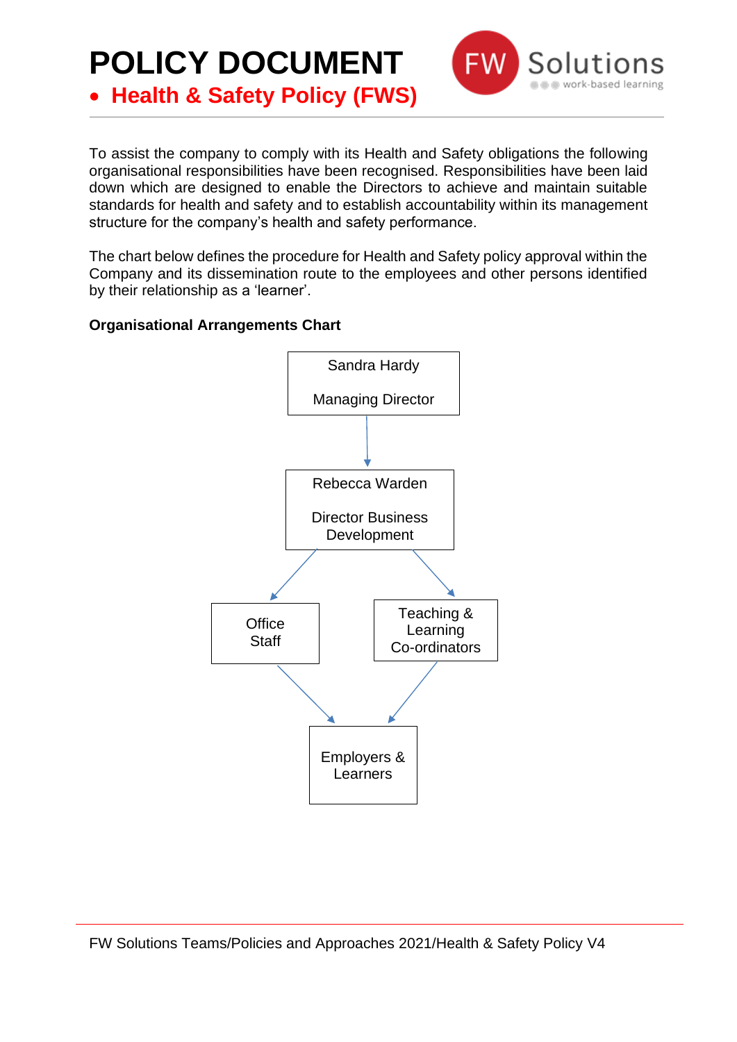# POLICY DOCUMENT

## • Health & Safety Policy (FWS)

To assist the company to comply with its Health and Safety obligations the following organisational responsibilities have been recognised. Responsibilities have been laid down which are designed to enable the Directors to achieve and maintain suitable standards for health and safety and to establish accountability within its management structure for the company's health and safety performance.

The chart below defines the procedure for Health and Safety policy approval within the Company and its dissemination route to the employees and other persons identified by their relationship as a 'learner'.

**Organisational Arrangements Chart**

Sandra Hardy

Managing Director

Rebecca Warden

Director Business Development

Office Staff

Teaching & Learning Co-ordinators

Employers & Learners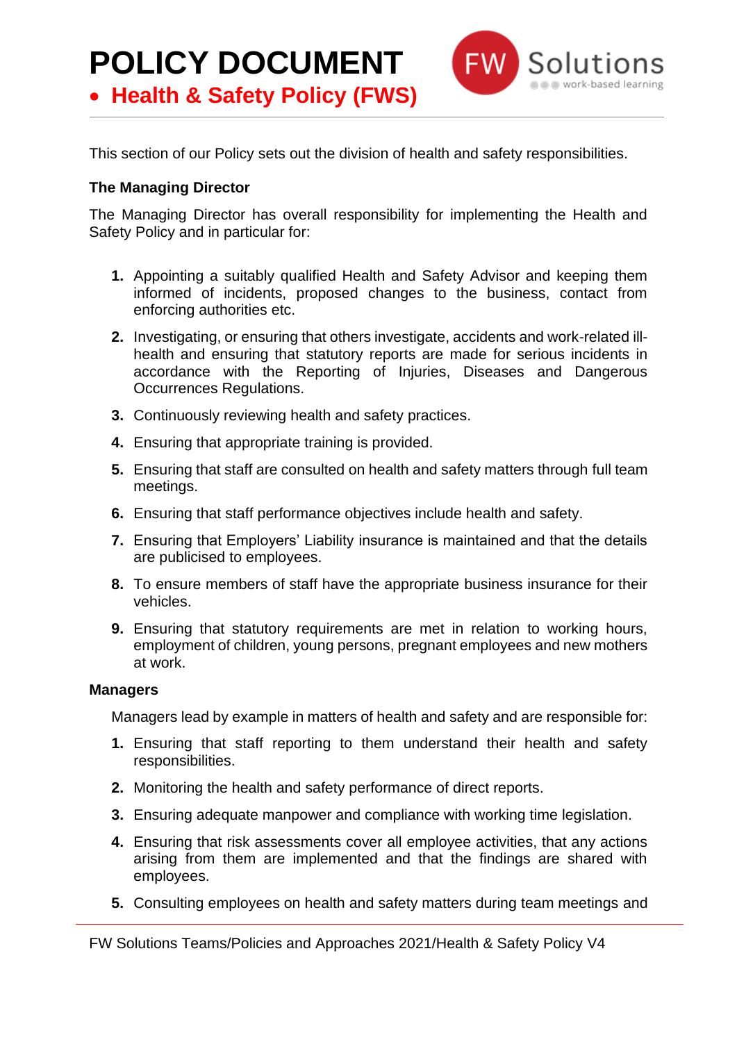# POLICY DOCUMENT

- **Health & Safety Policy (FWS)**

This section of our Policy sets out the division of health and safety responsibilities.

**The Managing Director**

The Managing Director has overall responsibility for implementing the Health and Safety Policy and in particular for:

1. Appointing a suitably qualified Health and Safety Advisor and keeping them informed of incidents, proposed changes to the business, contact from enforcing authorities etc.
2. Investigating, or ensuring that others investigate, accidents and work-related ill-health and ensuring that statutory reports are made for serious incidents in accordance with the Reporting of Injuries, Diseases and Dangerous Occurrences Regulations.
3. Continuously reviewing health and safety practices.
4. Ensuring that appropriate training is provided.
5. Ensuring that staff are consulted on health and safety matters through full team meetings.
6. Ensuring that staff performance objectives include health and safety.
7. Ensuring that Employers' Liability insurance is maintained and that the details are publicised to employees.
8. To ensure members of staff have the appropriate business insurance for their vehicles.
9. Ensuring that statutory requirements are met in relation to working hours, employment of children, young persons, pregnant employees and new mothers at work.

**Managers**

Managers lead by example in matters of health and safety and are responsible for:

1. Ensuring that staff reporting to them understand their health and safety responsibilities.
2. Monitoring the health and safety performance of direct reports.
3. Ensuring adequate manpower and compliance with working time legislation.
4. Ensuring that risk assessments cover all employee activities, that any actions arising from them are implemented and that the findings are shared with employees.
5. Consulting employees on health and safety matters during team meetings and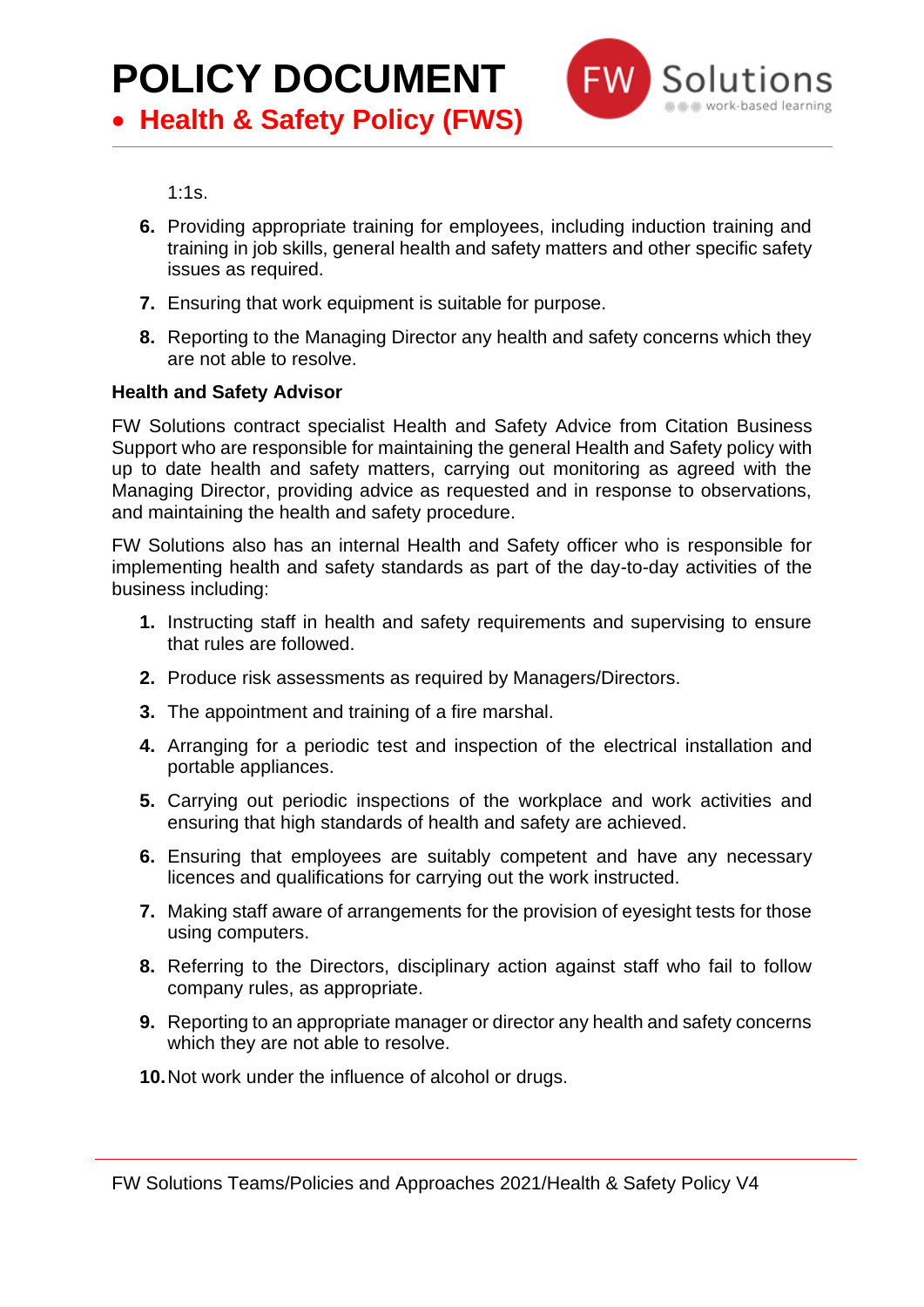1:1s.

6. Providing appropriate training for employees, including induction training and training in job skills, general health and safety matters and other specific safety issues as required.
7. Ensuring that work equipment is suitable for purpose.
8. Reporting to the Managing Director any health and safety concerns which they are not able to resolve.

**Health and Safety Advisor**

FW Solutions contract specialist Health and Safety Advice from Citation Business Support who are responsible for maintaining the general Health and Safety policy with up to date health and safety matters, carrying out monitoring as agreed with the Managing Director, providing advice as requested and in response to observations, and maintaining the health and safety procedure.

FW Solutions also has an internal Health and Safety officer who is responsible for implementing health and safety standards as part of the day-to-day activities of the business including:

1. Instructing staff in health and safety requirements and supervising to ensure that rules are followed.
2. Produce risk assessments as required by Managers/Directors.
3. The appointment and training of a fire marshal.
4. Arranging for a periodic test and inspection of the electrical installation and portable appliances.
5. Carrying out periodic inspections of the workplace and work activities and ensuring that high standards of health and safety are achieved.
6. Ensuring that employees are suitably competent and have any necessary licences and qualifications for carrying out the work instructed.
7. Making staff aware of arrangements for the provision of eyesight tests for those using computers.
8. Referring to the Directors, disciplinary action against staff who fail to follow company rules, as appropriate.
9. Reporting to an appropriate manager or director any health and safety concerns which they are not able to resolve.
10. Not work under the influence of alcohol or drugs.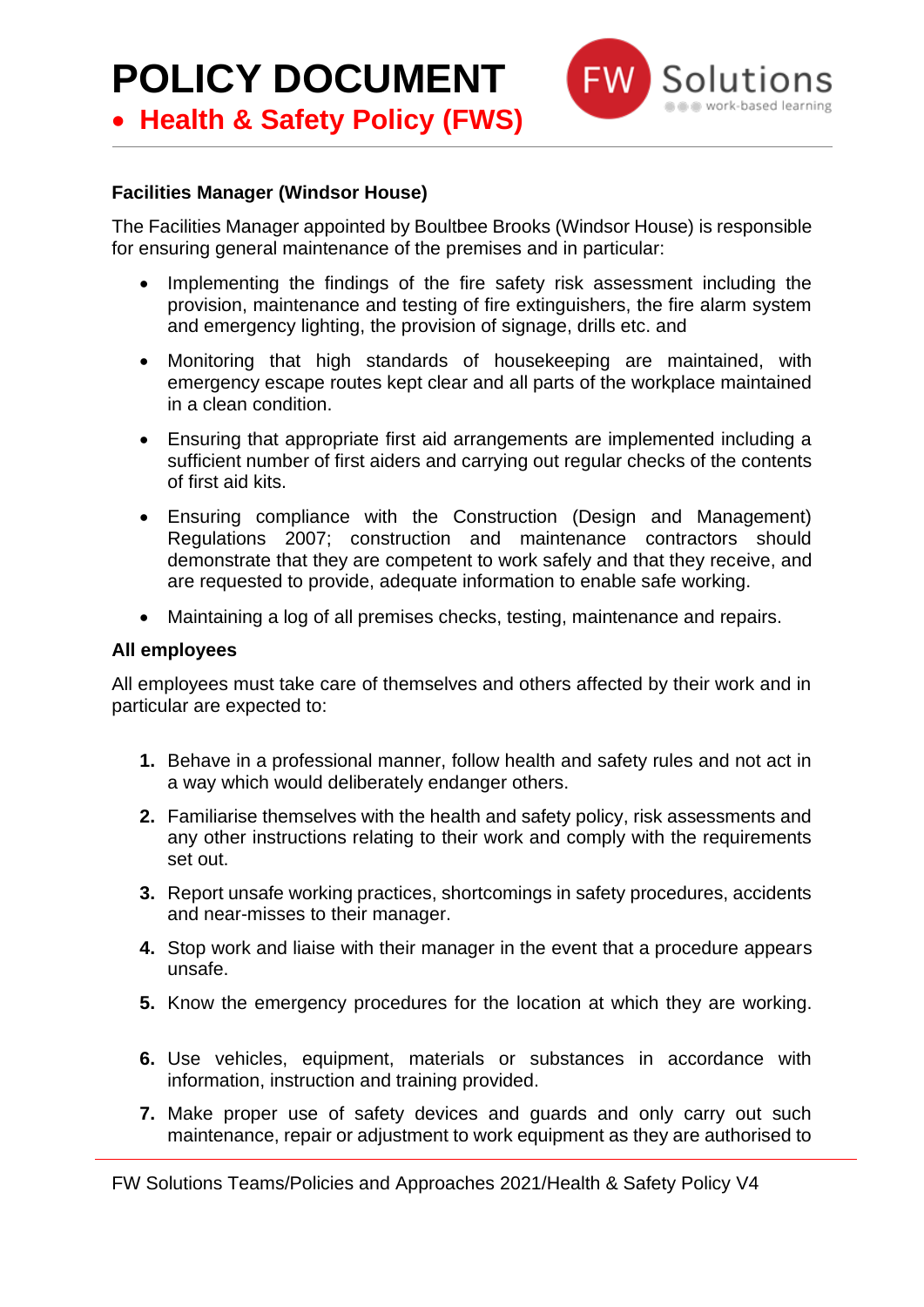**Facilities Manager (Windsor House)**

The Facilities Manager appointed by Boultbee Brooks (Windsor House) is responsible for ensuring general maintenance of the premises and in particular:

- Implementing the findings of the fire safety risk assessment including the provision, maintenance and testing of fire extinguishers, the fire alarm system and emergency lighting, the provision of signage, drills etc. and
- Monitoring that high standards of housekeeping are maintained, with emergency escape routes kept clear and all parts of the workplace maintained in a clean condition.
- Ensuring that appropriate first aid arrangements are implemented including a sufficient number of first aiders and carrying out regular checks of the contents of first aid kits.
- Ensuring compliance with the Construction (Design and Management) Regulations 2007; construction and maintenance contractors should demonstrate that they are competent to work safely and that they receive, and are requested to provide, adequate information to enable safe working.
- Maintaining a log of all premises checks, testing, maintenance and repairs.

**All employees**

All employees must take care of themselves and others affected by their work and in particular are expected to:

1. Behave in a professional manner, follow health and safety rules and not act in a way which would deliberately endanger others.
2. Familiarise themselves with the health and safety policy, risk assessments and any other instructions relating to their work and comply with the requirements set out.
3. Report unsafe working practices, shortcomings in safety procedures, accidents and near-misses to their manager.
4. Stop work and liaise with their manager in the event that a procedure appears unsafe.
5. Know the emergency procedures for the location at which they are working.
6. Use vehicles, equipment, materials or substances in accordance with information, instruction and training provided.
7. Make proper use of safety devices and guards and only carry out such maintenance, repair or adjustment to work equipment as they are authorised to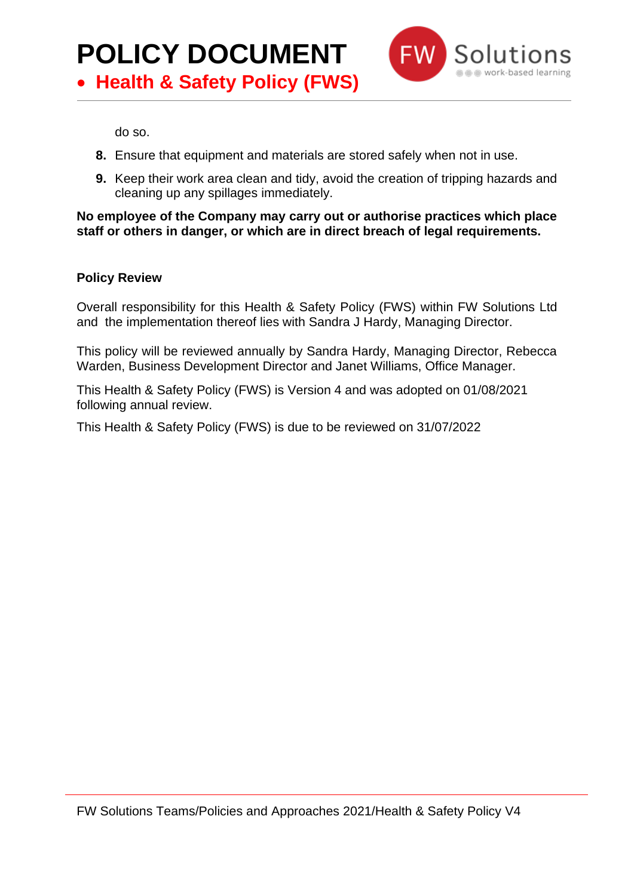do so.

8. Ensure that equipment and materials are stored safely when not in use.
9. Keep their work area clean and tidy, avoid the creation of tripping hazards and cleaning up any spillages immediately.

**No employee of the Company may carry out or authorise practices which place staff or others in danger, or which are in direct breach of legal requirements.**

**Policy Review**

Overall responsibility for this Health & Safety Policy (FWS) within FW Solutions Ltd and the implementation thereof lies with Sandra J Hardy, Managing Director.

This policy will be reviewed annually by Sandra Hardy, Managing Director, Rebecca Warden, Business Development Director and Janet Williams, Office Manager.

This Health & Safety Policy (FWS) is Version 4 and was adopted on 01/08/2021 following annual review.

This Health & Safety Policy (FWS) is due to be reviewed on 31/07/2022